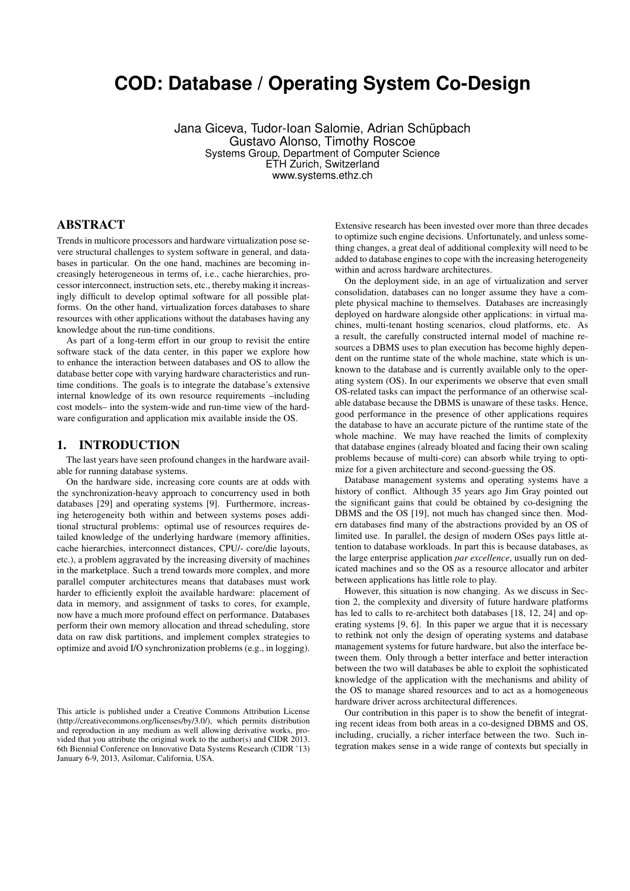# COD: Database / Operating System Co-Design

Jana Giceva, Tudor-Ioan Salomie, Adrian Schüpbach
Gustavo Alonso, Timothy Roscoe
Systems Group, Department of Computer Science
ETH Zurich, Switzerland
www.systems.ethz.ch

## ABSTRACT

Trends in multicore processors and hardware virtualization pose severe structural challenges to system software in general, and databases in particular. On the one hand, machines are becoming increasingly heterogeneous in terms of, i.e., cache hierarchies, processor interconnect, instruction sets, etc., thereby making it increasingly difficult to develop optimal software for all possible platforms. On the other hand, virtualization forces databases to share resources with other applications without the databases having any knowledge about the run-time conditions.

As part of a long-term effort in our group to revisit the entire software stack of the data center, in this paper we explore how to enhance the interaction between databases and OS to allow the database better cope with varying hardware characteristics and runtime conditions. The goals is to integrate the database's extensive internal knowledge of its own resource requirements –including cost models– into the system-wide and run-time view of the hardware configuration and application mix available inside the OS.

## 1. INTRODUCTION

The last years have seen profound changes in the hardware available for running database systems.

On the hardware side, increasing core counts are at odds with the synchronization-heavy approach to concurrency used in both databases [29] and operating systems [9]. Furthermore, increasing heterogeneity both within and between systems poses additional structural problems: optimal use of resources requires detailed knowledge of the underlying hardware (memory affinities, cache hierarchies, interconnect distances, CPU/- core/die layouts, etc.), a problem aggravated by the increasing diversity of machines in the marketplace. Such a trend towards more complex, and more parallel computer architectures means that databases must work harder to efficiently exploit the available hardware: placement of data in memory, and assignment of tasks to cores, for example, now have a much more profound effect on performance. Databases perform their own memory allocation and thread scheduling, store data on raw disk partitions, and implement complex strategies to optimize and avoid I/O synchronization problems (e.g., in logging). Extensive research has been invested over more than three decades to optimize such engine decisions. Unfortunately, and unless something changes, a great deal of additional complexity will need to be added to database engines to cope with the increasing heterogeneity within and across hardware architectures.

On the deployment side, in an age of virtualization and server consolidation, databases can no longer assume they have a complete physical machine to themselves. Databases are increasingly deployed on hardware alongside other applications: in virtual machines, multi-tenant hosting scenarios, cloud platforms, etc. As a result, the carefully constructed internal model of machine resources a DBMS uses to plan execution has become highly dependent on the runtime state of the whole machine, state which is unknown to the database and is currently available only to the operating system (OS). In our experiments we observe that even small OS-related tasks can impact the performance of an otherwise scalable database because the DBMS is unaware of these tasks. Hence, good performance in the presence of other applications requires the database to have an accurate picture of the runtime state of the whole machine. We may have reached the limits of complexity that database engines (already bloated and facing their own scaling problems because of multi-core) can absorb while trying to optimize for a given architecture and second-guessing the OS.

Database management systems and operating systems have a history of conflict. Although 35 years ago Jim Gray pointed out the significant gains that could be obtained by co-designing the DBMS and the OS [19], not much has changed since then. Modern databases find many of the abstractions provided by an OS of limited use. In parallel, the design of modern OSes pays little attention to database workloads. In part this is because databases, as the large enterprise application *par excellence*, usually run on dedicated machines and so the OS as a resource allocator and arbiter between applications has little role to play.

However, this situation is now changing. As we discuss in Section 2, the complexity and diversity of future hardware platforms has led to calls to re-architect both databases [18, 12, 24] and operating systems [9, 6]. In this paper we argue that it is necessary to rethink not only the design of operating systems and database management systems for future hardware, but also the interface between them. Only through a better interface and better interaction between the two will databases be able to exploit the sophisticated knowledge of the application with the mechanisms and ability of the OS to manage shared resources and to act as a homogeneous hardware driver across architectural differences.

Our contribution in this paper is to show the benefit of integrating recent ideas from both areas in a co-designed DBMS and OS, including, crucially, a richer interface between the two. Such integration makes sense in a wide range of contexts but specially in

This article is published under a Creative Commons Attribution License (http://creativecommons.org/licenses/by/3.0/), which permits distribution and reproduction in any medium as well allowing derivative works, provided that you attribute the original work to the author(s) and CIDR 2013. 6th Biennial Conference on Innovative Data Systems Research (CIDR '13) January 6-9, 2013, Asilomar, California, USA.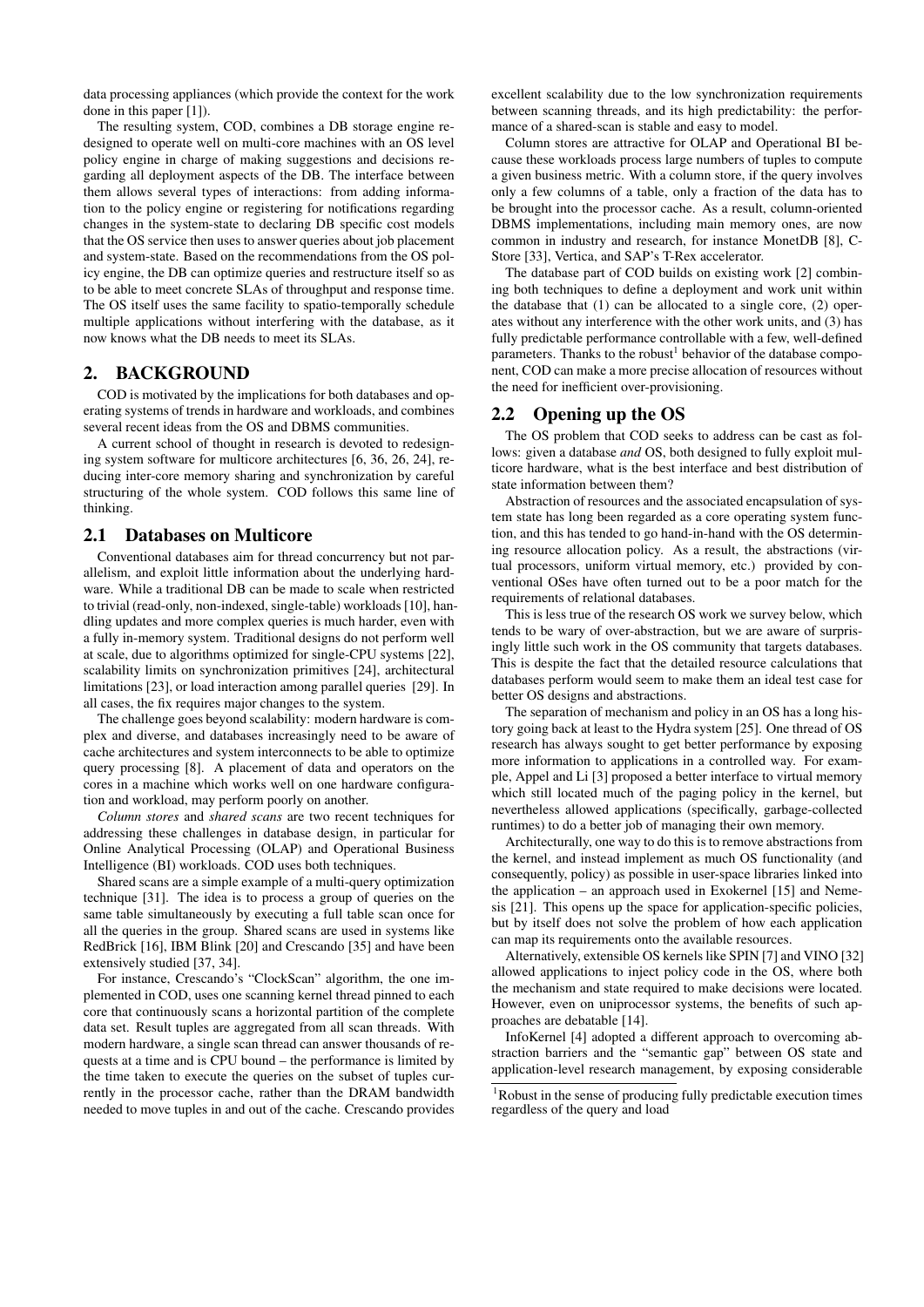data processing appliances (which provide the context for the work done in this paper [1]).

The resulting system, COD, combines a DB storage engine redesigned to operate well on multi-core machines with an OS level policy engine in charge of making suggestions and decisions regarding all deployment aspects of the DB. The interface between them allows several types of interactions: from adding information to the policy engine or registering for notifications regarding changes in the system-state to declaring DB specific cost models that the OS service then uses to answer queries about job placement and system-state. Based on the recommendations from the OS policy engine, the DB can optimize queries and restructure itself so as to be able to meet concrete SLAs of throughput and response time. The OS itself uses the same facility to spatio-temporally schedule multiple applications without interfering with the database, as it now knows what the DB needs to meet its SLAs.

## 2. BACKGROUND

COD is motivated by the implications for both databases and operating systems of trends in hardware and workloads, and combines several recent ideas from the OS and DBMS communities.

A current school of thought in research is devoted to redesigning system software for multicore architectures [6, 36, 26, 24], reducing inter-core memory sharing and synchronization by careful structuring of the whole system. COD follows this same line of thinking.

### 2.1 Databases on Multicore

Conventional databases aim for thread concurrency but not parallelism, and exploit little information about the underlying hardware. While a traditional DB can be made to scale when restricted to trivial (read-only, non-indexed, single-table) workloads [10], handling updates and more complex queries is much harder, even with a fully in-memory system. Traditional designs do not perform well at scale, due to algorithms optimized for single-CPU systems [22], scalability limits on synchronization primitives [24], architectural limitations [23], or load interaction among parallel queries [29]. In all cases, the fix requires major changes to the system.

The challenge goes beyond scalability: modern hardware is complex and diverse, and databases increasingly need to be aware of cache architectures and system interconnects to be able to optimize query processing [8]. A placement of data and operators on the cores in a machine which works well on one hardware configuration and workload, may perform poorly on another.

*Column stores* and *shared scans* are two recent techniques for addressing these challenges in database design, in particular for Online Analytical Processing (OLAP) and Operational Business Intelligence (BI) workloads. COD uses both techniques.

Shared scans are a simple example of a multi-query optimization technique [31]. The idea is to process a group of queries on the same table simultaneously by executing a full table scan once for all the queries in the group. Shared scans are used in systems like RedBrick [16], IBM Blink [20] and Crescando [35] and have been extensively studied [37, 34].

For instance, Crescando's "ClockScan" algorithm, the one implemented in COD, uses one scanning kernel thread pinned to each core that continuously scans a horizontal partition of the complete data set. Result tuples are aggregated from all scan threads. With modern hardware, a single scan thread can answer thousands of requests at a time and is CPU bound – the performance is limited by the time taken to execute the queries on the subset of tuples currently in the processor cache, rather than the DRAM bandwidth needed to move tuples in and out of the cache. Crescando provides excellent scalability due to the low synchronization requirements between scanning threads, and its high predictability: the performance of a shared-scan is stable and easy to model.

Column stores are attractive for OLAP and Operational BI because these workloads process large numbers of tuples to compute a given business metric. With a column store, if the query involves only a few columns of a table, only a fraction of the data has to be brought into the processor cache. As a result, column-oriented DBMS implementations, including main memory ones, are now common in industry and research, for instance MonetDB [8], C-Store [33], Vertica, and SAP's T-Rex accelerator.

The database part of COD builds on existing work [2] combining both techniques to define a deployment and work unit within the database that (1) can be allocated to a single core, (2) operates without any interference with the other work units, and (3) has fully predictable performance controllable with a few, well-defined parameters. Thanks to the robust[1] behavior of the database component, COD can make a more precise allocation of resources without the need for inefficient over-provisioning.

### 2.2 Opening up the OS

The OS problem that COD seeks to address can be cast as follows: given a database *and* OS, both designed to fully exploit multicore hardware, what is the best interface and best distribution of state information between them?

Abstraction of resources and the associated encapsulation of system state has long been regarded as a core operating system function, and this has tended to go hand-in-hand with the OS determining resource allocation policy. As a result, the abstractions (virtual processors, uniform virtual memory, etc.) provided by conventional OSes have often turned out to be a poor match for the requirements of relational databases.

This is less true of the research OS work we survey below, which tends to be wary of over-abstraction, but we are aware of surprisingly little such work in the OS community that targets databases. This is despite the fact that the detailed resource calculations that databases perform would seem to make them an ideal test case for better OS designs and abstractions.

The separation of mechanism and policy in an OS has a long history going back at least to the Hydra system [25]. One thread of OS research has always sought to get better performance by exposing more information to applications in a controlled way. For example, Appel and Li [3] proposed a better interface to virtual memory which still located much of the paging policy in the kernel, but nevertheless allowed applications (specifically, garbage-collected runtimes) to do a better job of managing their own memory.

Architecturally, one way to do this is to remove abstractions from the kernel, and instead implement as much OS functionality (and consequently, policy) as possible in user-space libraries linked into the application – an approach used in Exokernel [15] and Nemesis [21]. This opens up the space for application-specific policies, but by itself does not solve the problem of how each application can map its requirements onto the available resources.

Alternatively, extensible OS kernels like SPIN [7] and VINO [32] allowed applications to inject policy code in the OS, where both the mechanism and state required to make decisions were located. However, even on uniprocessor systems, the benefits of such approaches are debatable [14].

InfoKernel [4] adopted a different approach to overcoming abstraction barriers and the "semantic gap" between OS state and application-level research management, by exposing considerable

[1] Robust in the sense of producing fully predictable execution times regardless of the query and load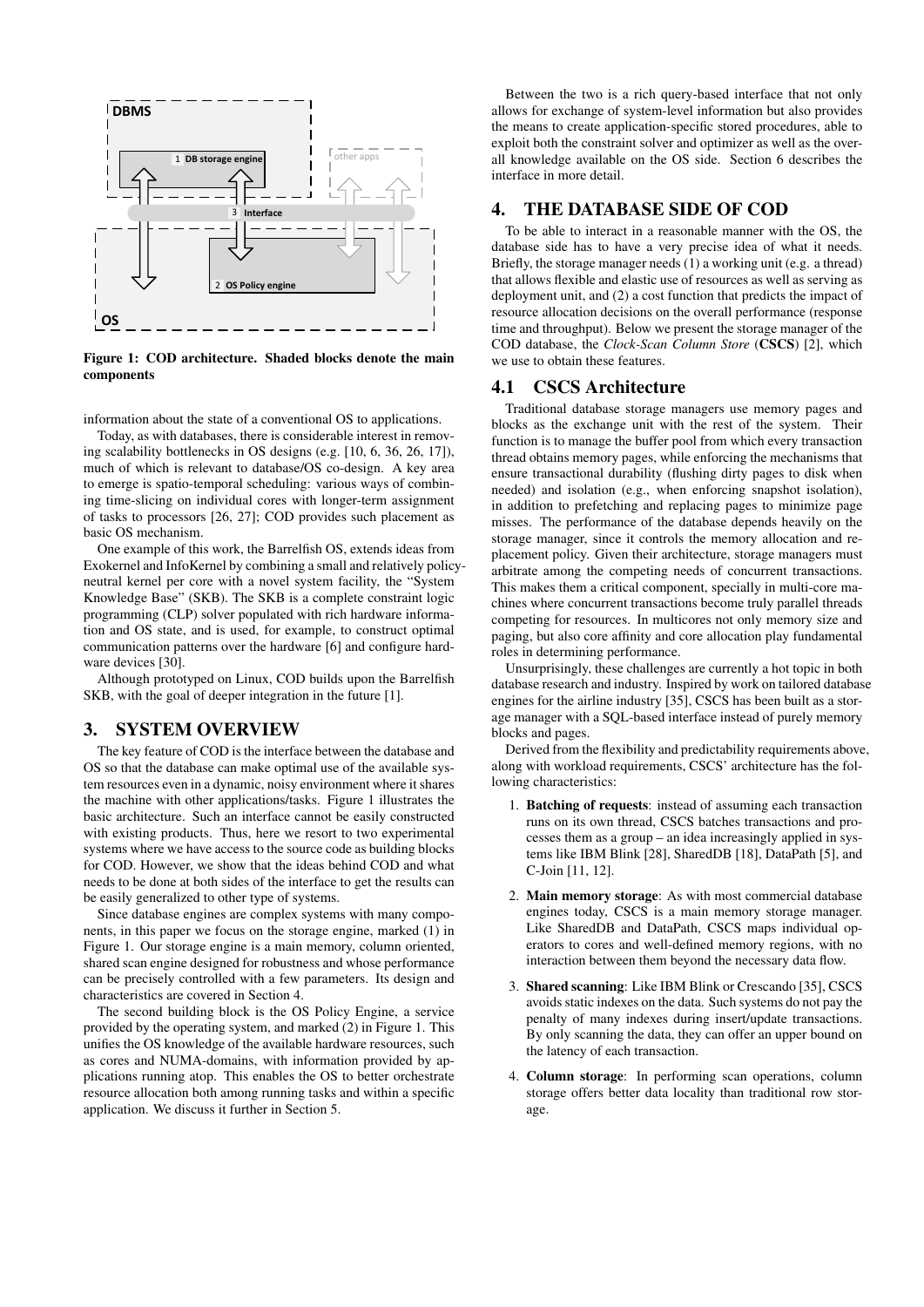DBMS

1 DB storage engine

other apps

3 Interface

2 OS Policy engine

OS

**Figure 1: COD architecture. Shaded blocks denote the main components**

information about the state of a conventional OS to applications.

Today, as with databases, there is considerable interest in removing scalability bottlenecks in OS designs (e.g. [10, 6, 36, 26, 17]), much of which is relevant to database/OS co-design. A key area to emerge is spatio-temporal scheduling: various ways of combining time-slicing on individual cores with longer-term assignment of tasks to processors [26, 27]; COD provides such placement as basic OS mechanism.

One example of this work, the Barrelfish OS, extends ideas from Exokernel and InfoKernel by combining a small and relatively policy-neutral kernel per core with a novel system facility, the "System Knowledge Base" (SKB). The SKB is a complete constraint logic programming (CLP) solver populated with rich hardware information and OS state, and is used, for example, to construct optimal communication patterns over the hardware [6] and configure hardware devices [30].

Although prototyped on Linux, COD builds upon the Barrelfish SKB, with the goal of deeper integration in the future [1].

## 3. SYSTEM OVERVIEW

The key feature of COD is the interface between the database and OS so that the database can make optimal use of the available system resources even in a dynamic, noisy environment where it shares the machine with other applications/tasks. Figure 1 illustrates the basic architecture. Such an interface cannot be easily constructed with existing products. Thus, here we resort to two experimental systems where we have access to the source code as building blocks for COD. However, we show that the ideas behind COD and what needs to be done at both sides of the interface to get the results can be easily generalized to other type of systems.

Since database engines are complex systems with many components, in this paper we focus on the storage engine, marked (1) in Figure 1. Our storage engine is a main memory, column oriented, shared scan engine designed for robustness and whose performance can be precisely controlled with a few parameters. Its design and characteristics are covered in Section 4.

The second building block is the OS Policy Engine, a service provided by the operating system, and marked (2) in Figure 1. This unifies the OS knowledge of the available hardware resources, such as cores and NUMA-domains, with information provided by applications running atop. This enables the OS to better orchestrate resource allocation both among running tasks and within a specific application. We discuss it further in Section 5.

Between the two is a rich query-based interface that not only allows for exchange of system-level information but also provides the means to create application-specific stored procedures, able to exploit both the constraint solver and optimizer as well as the overall knowledge available on the OS side. Section 6 describes the interface in more detail.

## 4. THE DATABASE SIDE OF COD

To be able to interact in a reasonable manner with the OS, the database side has to have a very precise idea of what it needs. Briefly, the storage manager needs (1) a working unit (e.g. a thread) that allows flexible and elastic use of resources as well as serving as deployment unit, and (2) a cost function that predicts the impact of resource allocation decisions on the overall performance (response time and throughput). Below we present the storage manager of the COD database, the *Clock-Scan Column Store* (**CSCS**) [2], which we use to obtain these features.

### 4.1 CSCS Architecture

Traditional database storage managers use memory pages and blocks as the exchange unit with the rest of the system. Their function is to manage the buffer pool from which every transaction thread obtains memory pages, while enforcing the mechanisms that ensure transactional durability (flushing dirty pages to disk when needed) and isolation (e.g., when enforcing snapshot isolation), in addition to prefetching and replacing pages to minimize page misses. The performance of the database depends heavily on the storage manager, since it controls the memory allocation and replacement policy. Given their architecture, storage managers must arbitrate among the competing needs of concurrent transactions. This makes them a critical component, specially in multi-core machines where concurrent transactions become truly parallel threads competing for resources. In multicores not only memory size and paging, but also core affinity and core allocation play fundamental roles in determining performance.

Unsurprisingly, these challenges are currently a hot topic in both database research and industry. Inspired by work on tailored database engines for the airline industry [35], CSCS has been built as a storage manager with a SQL-based interface instead of purely memory blocks and pages.

Derived from the flexibility and predictability requirements above, along with workload requirements, CSCS' architecture has the following characteristics:

1. **Batching of requests**: instead of assuming each transaction runs on its own thread, CSCS batches transactions and processes them as a group – an idea increasingly applied in systems like IBM Blink [28], SharedDB [18], DataPath [5], and C-Join [11, 12].

2. **Main memory storage**: As with most commercial database engines today, CSCS is a main memory storage manager. Like SharedDB and DataPath, CSCS maps individual operators to cores and well-defined memory regions, with no interaction between them beyond the necessary data flow.

3. **Shared scanning**: Like IBM Blink or Crescando [35], CSCS avoids static indexes on the data. Such systems do not pay the penalty of many indexes during insert/update transactions. By only scanning the data, they can offer an upper bound on the latency of each transaction.

4. **Column storage**: In performing scan operations, column storage offers better data locality than traditional row storage.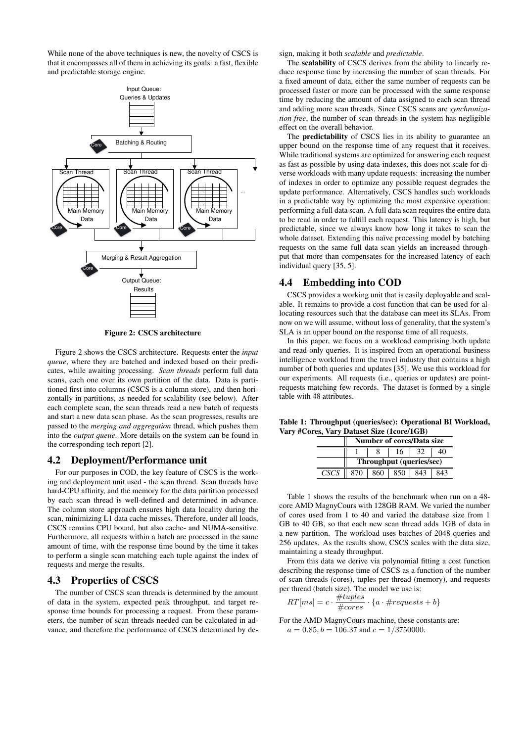While none of the above techniques is new, the novelty of CSCS is that it encompasses all of them in achieving its goals: a fast, flexible and predictable storage engine.

Input Queue:
Queries & Updates

Batching & Routing

Scan Thread

Main Memory
Data

Core

Merging & Result Aggregation

Output Queue:
Results

**Figure 2: CSCS architecture**

Figure 2 shows the CSCS architecture. Requests enter the *input queue*, where they are batched and indexed based on their predicates, while awaiting processing. *Scan threads* perform full data scans, each one over its own partition of the data. Data is partitioned first into columns (CSCS is a column store), and then horizontally in partitions, as needed for scalability (see below). After each complete scan, the scan threads read a new batch of requests and start a new data scan phase. As the scan progresses, results are passed to the *merging and aggregation* thread, which pushes them into the *output queue*. More details on the system can be found in the corresponding tech report [2].

## 4.2 Deployment/Performance unit

For our purposes in COD, the key feature of CSCS is the working and deployment unit used - the scan thread. Scan threads have hard-CPU affinity, and the memory for the data partition processed by each scan thread is well-defined and determined in advance. The column store approach ensures high data locality during the scan, minimizing L1 data cache misses. Therefore, under all loads, CSCS remains CPU bound, but also cache- and NUMA-sensitive. Furthermore, all requests within a batch are processed in the same amount of time, with the response time bound by the time it takes to perform a single scan matching each tuple against the index of requests and merge the results.

## 4.3 Properties of CSCS

The number of CSCS scan threads is determined by the amount of data in the system, expected peak throughput, and target response time bounds for processing a request. From these parameters, the number of scan threads needed can be calculated in advance, and therefore the performance of CSCS determined by design, making it both *scalable* and *predictable*.

The **scalability** of CSCS derives from the ability to linearly reduce response time by increasing the number of scan threads. For a fixed amount of data, either the same number of requests can be processed faster or more can be processed with the same response time by reducing the amount of data assigned to each scan thread and adding more scan threads. Since CSCS scans are *synchronization free*, the number of scan threads in the system has negligible effect on the overall behavior.

The **predictability** of CSCS lies in its ability to guarantee an upper bound on the response time of any request that it receives. While traditional systems are optimized for answering each request as fast as possible by using data-indexes, this does not scale for diverse workloads with many update requests: increasing the number of indexes in order to optimize any possible request degrades the update performance. Alternatively, CSCS handles such workloads in a predictable way by optimizing the most expensive operation: performing a full data scan. A full data scan requires the entire data to be read in order to fulfill each request. This latency is high, but predictable, since we always know how long it takes to scan the whole dataset. Extending this naïve processing model by batching requests on the same full data scan yields an increased throughput that more than compensates for the increased latency of each individual query [35, 5].

## 4.4 Embedding into COD

CSCS provides a working unit that is easily deployable and scalable. It remains to provide a cost function that can be used for allocating resources such that the database can meet its SLAs. From now on we will assume, without loss of generality, that the system's SLA is an upper bound on the response time of all requests.

In this paper, we focus on a workload comprising both update and read-only queries. It is inspired from an operational business intelligence workload from the travel industry that contains a high number of both queries and updates [35]. We use this workload for our experiments. All requests (i.e., queries or updates) are point-requests matching few records. The dataset is formed by a single table with 48 attributes.

**Table 1: Throughput (queries/sec): Operational BI Workload, Vary #Cores, Vary Dataset Size (1core/1GB)**

| | Number of cores/Data size | | | | |
|---|---|---|---|---|---|
| | 1 | 8 | 16 | 32 | 40 |
| | Throughput (queries/sec) | | | | |
| *CSCS* | 870 | 860 | 850 | 843 | 843 |

Table 1 shows the results of the benchmark when run on a 48-core AMD MagnyCours with 128GB RAM. We varied the number of cores used from 1 to 40 and varied the database size from 1 GB to 40 GB, so that each new scan thread adds 1GB of data in a new partition. The workload uses batches of 2048 queries and 256 updates. As the results show, CSCS scales with the data size, maintaining a steady throughput.

From this data we derive via polynomial fitting a cost function describing the response time of CSCS as a function of the number of scan threads (cores), tuples per thread (memory), and requests per thread (batch size). The model we use is:

$$RT[ms] = c \cdot \frac{\#tuples}{\#cores} \cdot \{a \cdot \#requests + b\}$$

For the AMD MagnyCours machine, these constants are: $a = 0.85, b = 106.37$ and $c = 1/3750000$.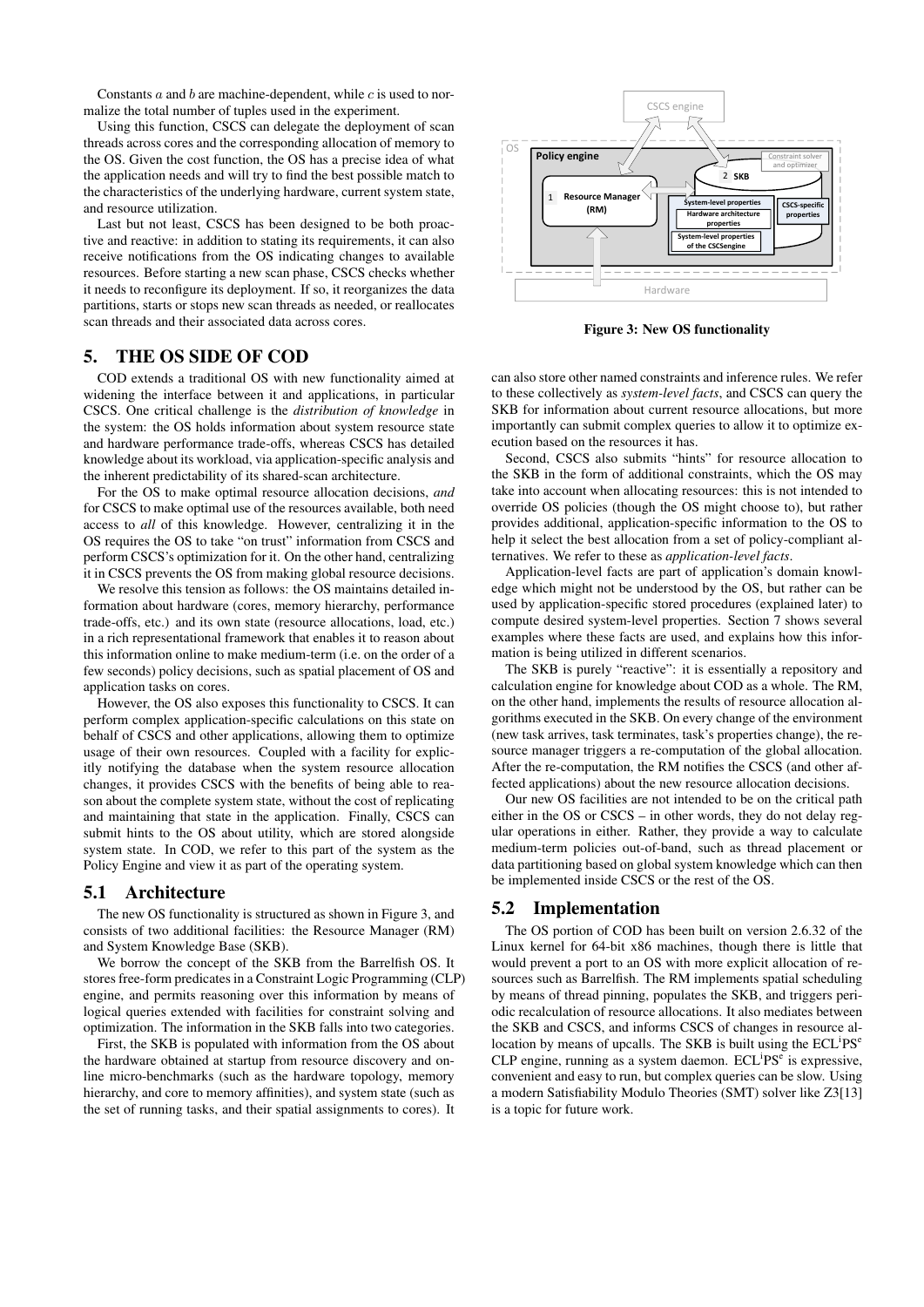Constants $a$ and $b$ are machine-dependent, while $c$ is used to normalize the total number of tuples used in the experiment.

Using this function, CSCS can delegate the deployment of scan threads across cores and the corresponding allocation of memory to the OS. Given the cost function, the OS has a precise idea of what the application needs and will try to find the best possible match to the characteristics of the underlying hardware, current system state, and resource utilization.

Last but not least, CSCS has been designed to be both proactive and reactive: in addition to stating its requirements, it can also receive notifications from the OS indicating changes to available resources. Before starting a new scan phase, CSCS checks whether it needs to reconfigure its deployment. If so, it reorganizes the data partitions, starts or stops new scan threads as needed, or reallocates scan threads and their associated data across cores.

## 5. THE OS SIDE OF COD

COD extends a traditional OS with new functionality aimed at widening the interface between it and applications, in particular CSCS. One critical challenge is the *distribution of knowledge* in the system: the OS holds information about system resource state and hardware performance trade-offs, whereas CSCS has detailed knowledge about its workload, via application-specific analysis and the inherent predictability of its shared-scan architecture.

For the OS to make optimal resource allocation decisions, *and* for CSCS to make optimal use of the resources available, both need access to *all* of this knowledge. However, centralizing it in the OS requires the OS to take "on trust" information from CSCS and perform CSCS's optimization for it. On the other hand, centralizing it in CSCS prevents the OS from making global resource decisions.

We resolve this tension as follows: the OS maintains detailed information about hardware (cores, memory hierarchy, performance trade-offs, etc.) and its own state (resource allocations, load, etc.) in a rich representational framework that enables it to reason about this information online to make medium-term (i.e. on the order of a few seconds) policy decisions, such as spatial placement of OS and application tasks on cores.

However, the OS also exposes this functionality to CSCS. It can perform complex application-specific calculations on this state on behalf of CSCS and other applications, allowing them to optimize usage of their own resources. Coupled with a facility for explicitly notifying the database when the system resource allocation changes, it provides CSCS with the benefits of being able to reason about the complete system state, without the cost of replicating and maintaining that state in the application. Finally, CSCS can submit hints to the OS about utility, which are stored alongside system state. In COD, we refer to this part of the system as the Policy Engine and view it as part of the operating system.

### 5.1 Architecture

The new OS functionality is structured as shown in Figure 3, and consists of two additional facilities: the Resource Manager (RM) and System Knowledge Base (SKB).

We borrow the concept of the SKB from the Barrelfish OS. It stores free-form predicates in a Constraint Logic Programming (CLP) engine, and permits reasoning over this information by means of logical queries extended with facilities for constraint solving and optimization. The information in the SKB falls into two categories.

First, the SKB is populated with information from the OS about the hardware obtained at startup from resource discovery and online micro-benchmarks (such as the hardware topology, memory hierarchy, and core to memory affinities), and system state (such as the set of running tasks, and their spatial assignments to cores). It

CSCS engine

OS

Policy engine

Constraint solver and optimizer

2 SKB

1 Resource Manager (RM)

System-level properties

Hardware architecture properties

CSCS-specific properties

System-level properties of the CSCSengine

Hardware

**Figure 3: New OS functionality**

can also store other named constraints and inference rules. We refer to these collectively as *system-level facts*, and CSCS can query the SKB for information about current resource allocations, but more importantly can submit complex queries to allow it to optimize execution based on the resources it has.

Second, CSCS also submits "hints" for resource allocation to the SKB in the form of additional constraints, which the OS may take into account when allocating resources: this is not intended to override OS policies (though the OS might choose to), but rather provides additional, application-specific information to the OS to help it select the best allocation from a set of policy-compliant alternatives. We refer to these as *application-level facts*.

Application-level facts are part of application's domain knowledge which might not be understood by the OS, but rather can be used by application-specific stored procedures (explained later) to compute desired system-level properties. Section 7 shows several examples where these facts are used, and explains how this information is being utilized in different scenarios.

The SKB is purely "reactive": it is essentially a repository and calculation engine for knowledge about COD as a whole. The RM, on the other hand, implements the results of resource allocation algorithms executed in the SKB. On every change of the environment (new task arrives, task terminates, task's properties change), the resource manager triggers a re-computation of the global allocation. After the re-computation, the RM notifies the CSCS (and other affected applications) about the new resource allocation decisions.

Our new OS facilities are not intended to be on the critical path either in the OS or CSCS – in other words, they do not delay regular operations in either. Rather, they provide a way to calculate medium-term policies out-of-band, such as thread placement or data partitioning based on global system knowledge which can then be implemented inside CSCS or the rest of the OS.

### 5.2 Implementation

The OS portion of COD has been built on version 2.6.32 of the Linux kernel for 64-bit x86 machines, though there is little that would prevent a port to an OS with more explicit allocation of resources such as Barrelfish. The RM implements spatial scheduling by means of thread pinning, populates the SKB, and triggers periodic recalculation of resource allocations. It also mediates between the SKB and CSCS, and informs CSCS of changes in resource allocation by means of upcalls. The SKB is built using the ECL$^i$PS$^e$ CLP engine, running as a system daemon. ECL$^i$PS$^e$ is expressive, convenient and easy to run, but complex queries can be slow. Using a modern Satisfiability Modulo Theories (SMT) solver like Z3[13] is a topic for future work.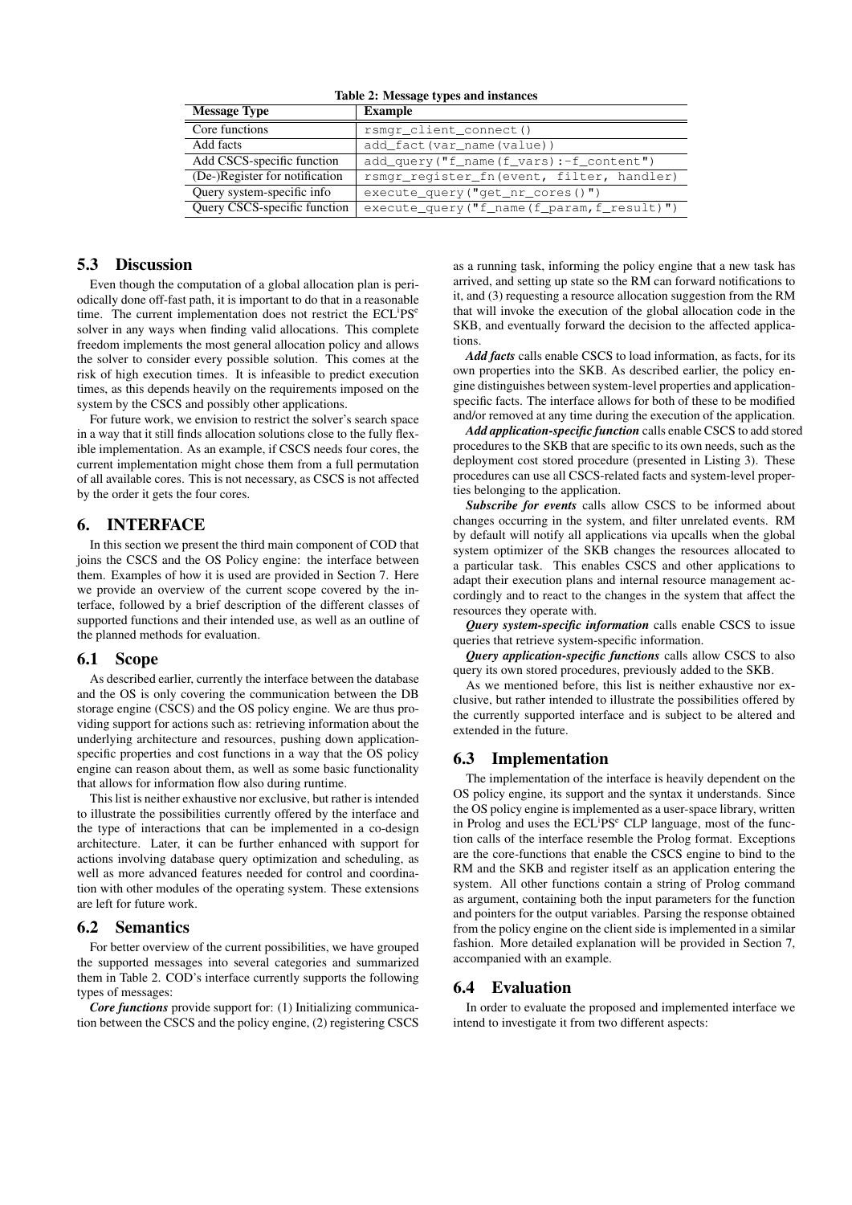**Table 2: Message types and instances**

| Message Type | Example |
|---|---|
| Core functions | `rsmgr_client_connect()` |
| Add facts | `add_fact(var_name(value))` |
| Add CSCS-specific function | `add_query("f_name(f_vars):-f_content")` |
| (De-)Register for notification | `rsmgr_register_fn(event, filter, handler)` |
| Query system-specific info | `execute_query("get_nr_cores()")` |
| Query CSCS-specific function | `execute_query("f_name(f_param,f_result)")` |

## 5.3 Discussion

Even though the computation of a global allocation plan is periodically done off-fast path, it is important to do that in a reasonable time. The current implementation does not restrict the ECL$^i$PS$^e$ solver in any ways when finding valid allocations. This complete freedom implements the most general allocation policy and allows the solver to consider every possible solution. This comes at the risk of high execution times. It is infeasible to predict execution times, as this depends heavily on the requirements imposed on the system by the CSCS and possibly other applications.

For future work, we envision to restrict the solver's search space in a way that it still finds allocation solutions close to the fully flexible implementation. As an example, if CSCS needs four cores, the current implementation might chose them from a full permutation of all available cores. This is not necessary, as CSCS is not affected by the order it gets the four cores.

# 6. INTERFACE

In this section we present the third main component of COD that joins the CSCS and the OS Policy engine: the interface between them. Examples of how it is used are provided in Section 7. Here we provide an overview of the current scope covered by the interface, followed by a brief description of the different classes of supported functions and their intended use, as well as an outline of the planned methods for evaluation.

## 6.1 Scope

As described earlier, currently the interface between the database and the OS is only covering the communication between the DB storage engine (CSCS) and the OS policy engine. We are thus providing support for actions such as: retrieving information about the underlying architecture and resources, pushing down application-specific properties and cost functions in a way that the OS policy engine can reason about them, as well as some basic functionality that allows for information flow also during runtime.

This list is neither exhaustive nor exclusive, but rather is intended to illustrate the possibilities currently offered by the interface and the type of interactions that can be implemented in a co-design architecture. Later, it can be further enhanced with support for actions involving database query optimization and scheduling, as well as more advanced features needed for control and coordination with other modules of the operating system. These extensions are left for future work.

## 6.2 Semantics

For better overview of the current possibilities, we have grouped the supported messages into several categories and summarized them in Table 2. COD's interface currently supports the following types of messages:

***Core functions*** provide support for: (1) Initializing communication between the CSCS and the policy engine, (2) registering CSCS as a running task, informing the policy engine that a new task has arrived, and setting up state so the RM can forward notifications to it, and (3) requesting a resource allocation suggestion from the RM that will invoke the execution of the global allocation code in the SKB, and eventually forward the decision to the affected applications.

***Add facts*** calls enable CSCS to load information, as facts, for its own properties into the SKB. As described earlier, the policy engine distinguishes between system-level properties and application-specific facts. The interface allows for both of these to be modified and/or removed at any time during the execution of the application.

***Add application-specific function*** calls enable CSCS to add stored procedures to the SKB that are specific to its own needs, such as the deployment cost stored procedure (presented in Listing 3). These procedures can use all CSCS-related facts and system-level properties belonging to the application.

***Subscribe for events*** calls allow CSCS to be informed about changes occurring in the system, and filter unrelated events. RM by default will notify all applications via upcalls when the global system optimizer of the SKB changes the resources allocated to a particular task. This enables CSCS and other applications to adapt their execution plans and internal resource management accordingly and to react to the changes in the system that affect the resources they operate with.

***Query system-specific information*** calls enable CSCS to issue queries that retrieve system-specific information.

***Query application-specific functions*** calls allow CSCS to also query its own stored procedures, previously added to the SKB.

As we mentioned before, this list is neither exhaustive nor exclusive, but rather intended to illustrate the possibilities offered by the currently supported interface and is subject to be altered and extended in the future.

## 6.3 Implementation

The implementation of the interface is heavily dependent on the OS policy engine, its support and the syntax it understands. Since the OS policy engine is implemented as a user-space library, written in Prolog and uses the ECL$^i$PS$^e$ CLP language, most of the function calls of the interface resemble the Prolog format. Exceptions are the core-functions that enable the CSCS engine to bind to the RM and the SKB and register itself as an application entering the system. All other functions contain a string of Prolog command as argument, containing both the input parameters for the function and pointers for the output variables. Parsing the response obtained from the policy engine on the client side is implemented in a similar fashion. More detailed explanation will be provided in Section 7, accompanied with an example.

## 6.4 Evaluation

In order to evaluate the proposed and implemented interface we intend to investigate it from two different aspects: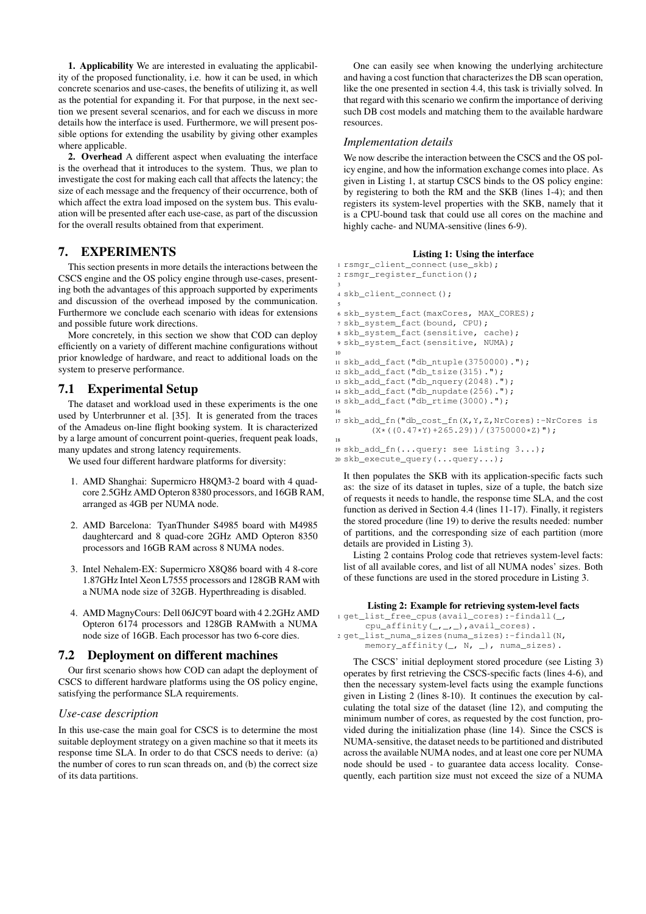**1. Applicability** We are interested in evaluating the applicability of the proposed functionality, i.e. how it can be used, in which concrete scenarios and use-cases, the benefits of utilizing it, as well as the potential for expanding it. For that purpose, in the next section we present several scenarios, and for each we discuss in more details how the interface is used. Furthermore, we will present possible options for extending the usability by giving other examples where applicable.

**2. Overhead** A different aspect when evaluating the interface is the overhead that it introduces to the system. Thus, we plan to investigate the cost for making each call that affects the latency; the size of each message and the frequency of their occurrence, both of which affect the extra load imposed on the system bus. This evaluation will be presented after each use-case, as part of the discussion for the overall results obtained from that experiment.

# 7. EXPERIMENTS

This section presents in more details the interactions between the CSCS engine and the OS policy engine through use-cases, presenting both the advantages of this approach supported by experiments and discussion of the overhead imposed by the communication. Furthermore we conclude each scenario with ideas for extensions and possible future work directions.

More concretely, in this section we show that COD can deploy efficiently on a variety of different machine configurations without prior knowledge of hardware, and react to additional loads on the system to preserve performance.

## 7.1 Experimental Setup

The dataset and workload used in these experiments is the one used by Unterbrunner et al. [35]. It is generated from the traces of the Amadeus on-line flight booking system. It is characterized by a large amount of concurrent point-queries, frequent peak loads, many updates and strong latency requirements.

We used four different hardware platforms for diversity:

1. AMD Shanghai: Supermicro H8QM3-2 board with 4 quad-core 2.5GHz AMD Opteron 8380 processors, and 16GB RAM, arranged as 4GB per NUMA node.
2. AMD Barcelona: TyanThunder S4985 board with M4985 daughtercard and 8 quad-core 2GHz AMD Opteron 8350 processors and 16GB RAM across 8 NUMA nodes.
3. Intel Nehalem-EX: Supermicro X8Q86 board with 4 8-core 1.87GHz Intel Xeon L7555 processors and 128GB RAM with a NUMA node size of 32GB. Hyperthreading is disabled.
4. AMD MagnyCours: Dell 06JC9T board with 4 2.2GHz AMD Opteron 6174 processors and 128GB RAMwith a NUMA node size of 16GB. Each processor has two 6-core dies.

## 7.2 Deployment on different machines

Our first scenario shows how COD can adapt the deployment of CSCS to different hardware platforms using the OS policy engine, satisfying the performance SLA requirements.

### *Use-case description*

In this use-case the main goal for CSCS is to determine the most suitable deployment strategy on a given machine so that it meets its response time SLA. In order to do that CSCS needs to derive: (a) the number of cores to run scan threads on, and (b) the correct size of its data partitions.

One can easily see when knowing the underlying architecture and having a cost function that characterizes the DB scan operation, like the one presented in section 4.4, this task is trivially solved. In that regard with this scenario we confirm the importance of deriving such DB cost models and matching them to the available hardware resources.

### *Implementation details*

We now describe the interaction between the CSCS and the OS policy engine, and how the information exchange comes into place. As given in Listing 1, at startup CSCS binds to the OS policy engine: by registering to both the RM and the SKB (lines 1-4); and then registers its system-level properties with the SKB, namely that it is a CPU-bound task that could use all cores on the machine and highly cache- and NUMA-sensitive (lines 6-9).

**Listing 1: Using the interface**

```
1 rsmgr_client_connect(use_skb);
2 rsmgr_register_function();
3
4 skb_client_connect();
5
6 skb_system_fact(maxCores, MAX_CORES);
7 skb_system_fact(bound, CPU);
8 skb_system_fact(sensitive, cache);
9 skb_system_fact(sensitive, NUMA);
10
11 skb_add_fact("db_ntuple(3750000).");
12 skb_add_fact("db_tsize(315).");
13 skb_add_fact("db_nquery(2048).");
14 skb_add_fact("db_nupdate(256).");
15 skb_add_fact("db_rtime(3000).");
16
17 skb_add_fn("db_cost_fn(X,Y,Z,NrCores):-NrCores is
       (X*((0.47*Y)+265.29))/(3750000*Z)");
18
19 skb_add_fn(...query: see Listing 3...);
20 skb_execute_query(...query...);
```

It then populates the SKB with its application-specific facts such as: the size of its dataset in tuples, size of a tuple, the batch size of requests it needs to handle, the response time SLA, and the cost function as derived in Section 4.4 (lines 11-17). Finally, it registers the stored procedure (line 19) to derive the results needed: number of partitions, and the corresponding size of each partition (more details are provided in Listing 3).

Listing 2 contains Prolog code that retrieves system-level facts: list of all available cores, and list of all NUMA nodes' sizes. Both of these functions are used in the stored procedure in Listing 3.

**Listing 2: Example for retrieving system-level facts**

```
1 get_list_free_cpus(avail_cores):-findall(_,
      cpu_affinity(_,_,_),avail_cores).
2 get_list_numa_sizes(numa_sizes):-findall(N,
      memory_affinity(_, N, _), numa_sizes).
```

The CSCS' initial deployment stored procedure (see Listing 3) operates by first retrieving the CSCS-specific facts (lines 4-6), and then the necessary system-level facts using the example functions given in Listing 2 (lines 8-10). It continues the execution by calculating the total size of the dataset (line 12), and computing the minimum number of cores, as requested by the cost function, provided during the initialization phase (line 14). Since the CSCS is NUMA-sensitive, the dataset needs to be partitioned and distributed across the available NUMA nodes, and at least one core per NUMA node should be used - to guarantee data access locality. Consequently, each partition size must not exceed the size of a NUMA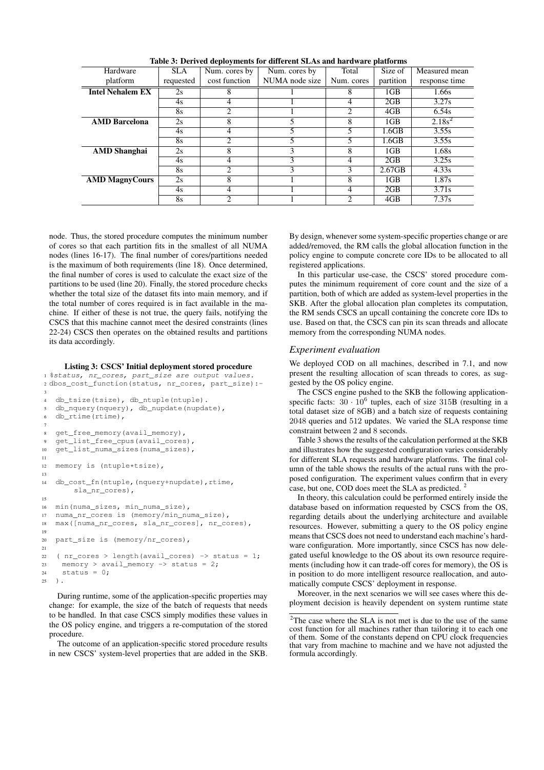Table 3: Derived deployments for different SLAs and hardware platforms

| Hardware platform | SLA requested | Num. cores by cost function | Num. cores by NUMA node size | Total Num. cores | Size of partition | Measured mean response time |
|---|---|---|---|---|---|---|
| **Intel Nehalem EX** | 2s | 8 | 1 | 8 | 1GB | 1.66s |
| | 4s | 4 | 1 | 4 | 2GB | 3.27s |
| | 8s | 2 | 1 | 2 | 4GB | 6.54s |
| **AMD Barcelona** | 2s | 8 | 5 | 8 | 1GB | 2.18s[2] |
| | 4s | 4 | 5 | 5 | 1.6GB | 3.55s |
| | 8s | 2 | 5 | 5 | 1.6GB | 3.55s |
| **AMD Shanghai** | 2s | 8 | 3 | 8 | 1GB | 1.68s |
| | 4s | 4 | 3 | 4 | 2GB | 3.25s |
| | 8s | 2 | 3 | 3 | 2.67GB | 4.33s |
| **AMD MagnyCours** | 2s | 8 | 1 | 8 | 1GB | 1.87s |
| | 4s | 4 | 1 | 4 | 2GB | 3.71s |
| | 8s | 2 | 1 | 2 | 4GB | 7.37s |

node. Thus, the stored procedure computes the minimum number of cores so that each partition fits in the smallest of all NUMA nodes (lines 16-17). The final number of cores/partitions needed is the maximum of both requirements (line 18). Once determined, the final number of cores is used to calculate the exact size of the partitions to be used (line 20). Finally, the stored procedure checks whether the total size of the dataset fits into main memory, and if the total number of cores required is in fact available in the machine. If either of these is not true, the query fails, notifying the CSCS that this machine cannot meet the desired constraints (lines 22-24) CSCS then operates on the obtained results and partitions its data accordingly.

**Listing 3: CSCS' Initial deployment stored procedure**

```
1  %status, nr_cores, part_size are output values.
2  dbos_cost_function(status, nr_cores, part_size):-
3
4    db_tsize(tsize), db_ntuple(ntuple).
5    db_nquery(nquery), db_nupdate(nupdate),
6    db_rtime(rtime),
7
8    get_free_memory(avail_memory),
9    get_list_free_cpus(avail_cores),
10   get_list_numa_sizes(numa_sizes),
11
12   memory is (ntuple*tsize),
13
14   db_cost_fn(ntuple,(nquery+nupdate),rtime,
         sla_nr_cores),
15
16   min(numa_sizes, min_numa_size),
17   numa_nr_cores is (memory/min_numa_size),
18   max([numa_nr_cores, sla_nr_cores], nr_cores),
19
20   part_size is (memory/nr_cores),
21
22   ( nr_cores > length(avail_cores) -> status = 1;
23     memory > avail_memory -> status = 2;
24     status = 0;
25   ).
```

During runtime, some of the application-specific properties may change: for example, the size of the batch of requests that needs to be handled. In that case CSCS simply modifies these values in the OS policy engine, and triggers a re-computation of the stored procedure.

The outcome of an application-specific stored procedure results in new CSCS' system-level properties that are added in the SKB. By design, whenever some system-specific properties change or are added/removed, the RM calls the global allocation function in the policy engine to compute concrete core IDs to be allocated to all registered applications.

In this particular use-case, the CSCS' stored procedure computes the minimum requirement of core count and the size of a partition, both of which are added as system-level properties in the SKB. After the global allocation plan completes its computation, the RM sends CSCS an upcall containing the concrete core IDs to use. Based on that, the CSCS can pin its scan threads and allocate memory from the corresponding NUMA nodes.

### *Experiment evaluation*

We deployed COD on all machines, described in 7.1, and now present the resulting allocation of scan threads to cores, as suggested by the OS policy engine.

The CSCS engine pushed to the SKB the following application-specific facts: $30 \cdot 10^6$ tuples, each of size 315B (resulting in a total dataset size of 8GB) and a batch size of requests containing 2048 queries and 512 updates. We varied the SLA response time constraint between 2 and 8 seconds.

Table 3 shows the results of the calculation performed at the SKB and illustrates how the suggested configuration varies considerably for different SLA requests and hardware platforms. The final column of the table shows the results of the actual runs with the proposed configuration. The experiment values confirm that in every case, but one, COD does meet the SLA as predicted. [2]

In theory, this calculation could be performed entirely inside the database based on information requested by CSCS from the OS, regarding details about the underlying architecture and available resources. However, submitting a query to the OS policy engine means that CSCS does not need to understand each machine's hardware configuration. More importantly, since CSCS has now delegated useful knowledge to the OS about its own resource requirements (including how it can trade-off cores for memory), the OS is in position to do more intelligent resource reallocation, and automatically compute CSCS' deployment in response.

Moreover, in the next scenarios we will see cases where this deployment decision is heavily dependent on system runtime state

[2]The case where the SLA is not met is due to the use of the same cost function for all machines rather than tailoring it to each one of them. Some of the constants depend on CPU clock frequencies that vary from machine to machine and we have not adjusted the formula accordingly.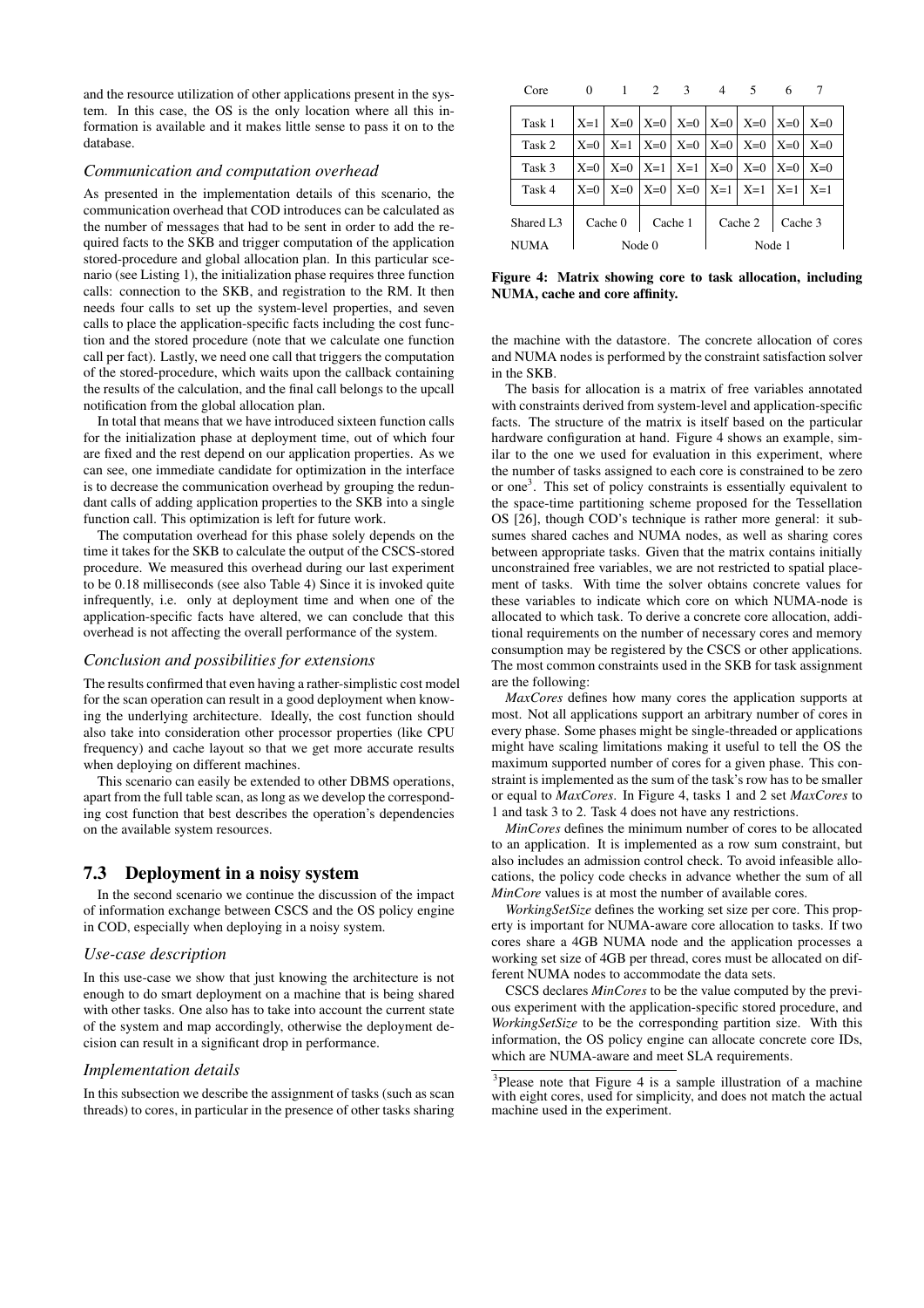and the resource utilization of other applications present in the system. In this case, the OS is the only location where all this information is available and it makes little sense to pass it on to the database.

### *Communication and computation overhead*

As presented in the implementation details of this scenario, the communication overhead that COD introduces can be calculated as the number of messages that had to be sent in order to add the required facts to the SKB and trigger computation of the application stored-procedure and global allocation plan. In this particular scenario (see Listing 1), the initialization phase requires three function calls: connection to the SKB, and registration to the RM. It then needs four calls to set up the system-level properties, and seven calls to place the application-specific facts including the cost function and the stored procedure (note that we calculate one function call per fact). Lastly, we need one call that triggers the computation of the stored-procedure, which waits upon the callback containing the results of the calculation, and the final call belongs to the upcall notification from the global allocation plan.

In total that means that we have introduced sixteen function calls for the initialization phase at deployment time, out of which four are fixed and the rest depend on our application properties. As we can see, one immediate candidate for optimization in the interface is to decrease the communication overhead by grouping the redundant calls of adding application properties to the SKB into a single function call. This optimization is left for future work.

The computation overhead for this phase solely depends on the time it takes for the SKB to calculate the output of the CSCS-stored procedure. We measured this overhead during our last experiment to be 0.18 milliseconds (see also Table 4) Since it is invoked quite infrequently, i.e. only at deployment time and when one of the application-specific facts have altered, we can conclude that this overhead is not affecting the overall performance of the system.

### *Conclusion and possibilities for extensions*

The results confirmed that even having a rather-simplistic cost model for the scan operation can result in a good deployment when knowing the underlying architecture. Ideally, the cost function should also take into consideration other processor properties (like CPU frequency) and cache layout so that we get more accurate results when deploying on different machines.

This scenario can easily be extended to other DBMS operations, apart from the full table scan, as long as we develop the corresponding cost function that best describes the operation's dependencies on the available system resources.

## 7.3 Deployment in a noisy system

In the second scenario we continue the discussion of the impact of information exchange between CSCS and the OS policy engine in COD, especially when deploying in a noisy system.

### *Use-case description*

In this use-case we show that just knowing the architecture is not enough to do smart deployment on a machine that is being shared with other tasks. One also has to take into account the current state of the system and map accordingly, otherwise the deployment decision can result in a significant drop in performance.

### *Implementation details*

In this subsection we describe the assignment of tasks (such as scan threads) to cores, in particular in the presence of other tasks sharing the machine with the datastore. The concrete allocation of cores and NUMA nodes is performed by the constraint satisfaction solver in the SKB.

| Core | 0 | 1 | 2 | 3 | 4 | 5 | 6 | 7 |
|---|---|---|---|---|---|---|---|---|
| Task 1 | X=1 | X=0 | X=0 | X=0 | X=0 | X=0 | X=0 | X=0 |
| Task 2 | X=0 | X=1 | X=0 | X=0 | X=0 | X=0 | X=0 | X=0 |
| Task 3 | X=0 | X=0 | X=1 | X=1 | X=0 | X=0 | X=0 | X=0 |
| Task 4 | X=0 | X=0 | X=0 | X=0 | X=1 | X=1 | X=1 | X=1 |
| Shared L3 | Cache 0 | | Cache 1 | | Cache 2 | | Cache 3 | |
| NUMA | Node 0 | | | | Node 1 | | | |

**Figure 4: Matrix showing core to task allocation, including NUMA, cache and core affinity.**

The basis for allocation is a matrix of free variables annotated with constraints derived from system-level and application-specific facts. The structure of the matrix is itself based on the particular hardware configuration at hand. Figure 4 shows an example, similar to the one we used for evaluation in this experiment, where the number of tasks assigned to each core is constrained to be zero or one[3]. This set of policy constraints is essentially equivalent to the space-time partitioning scheme proposed for the Tessellation OS [26], though COD's technique is rather more general: it subsumes shared caches and NUMA nodes, as well as sharing cores between appropriate tasks. Given that the matrix contains initially unconstrained free variables, we are not restricted to spatial placement of tasks. With time the solver obtains concrete values for these variables to indicate which core on which NUMA-node is allocated to which task. To derive a concrete core allocation, additional requirements on the number of necessary cores and memory consumption may be registered by the CSCS or other applications. The most common constraints used in the SKB for task assignment are the following:

*MaxCores* defines how many cores the application supports at most. Not all applications support an arbitrary number of cores in every phase. Some phases might be single-threaded or applications might have scaling limitations making it useful to tell the OS the maximum supported number of cores for a given phase. This constraint is implemented as the sum of the task's row has to be smaller or equal to *MaxCores*. In Figure 4, tasks 1 and 2 set *MaxCores* to 1 and task 3 to 2. Task 4 does not have any restrictions.

*MinCores* defines the minimum number of cores to be allocated to an application. It is implemented as a row sum constraint, but also includes an admission control check. To avoid infeasible allocations, the policy code checks in advance whether the sum of all *MinCore* values is at most the number of available cores.

*WorkingSetSize* defines the working set size per core. This property is important for NUMA-aware core allocation to tasks. If two cores share a 4GB NUMA node and the application processes a working set size of 4GB per thread, cores must be allocated on different NUMA nodes to accommodate the data sets.

CSCS declares *MinCores* to be the value computed by the previous experiment with the application-specific stored procedure, and *WorkingSetSize* to be the corresponding partition size. With this information, the OS policy engine can allocate concrete core IDs, which are NUMA-aware and meet SLA requirements.

[3]Please note that Figure 4 is a sample illustration of a machine with eight cores, used for simplicity, and does not match the actual machine used in the experiment.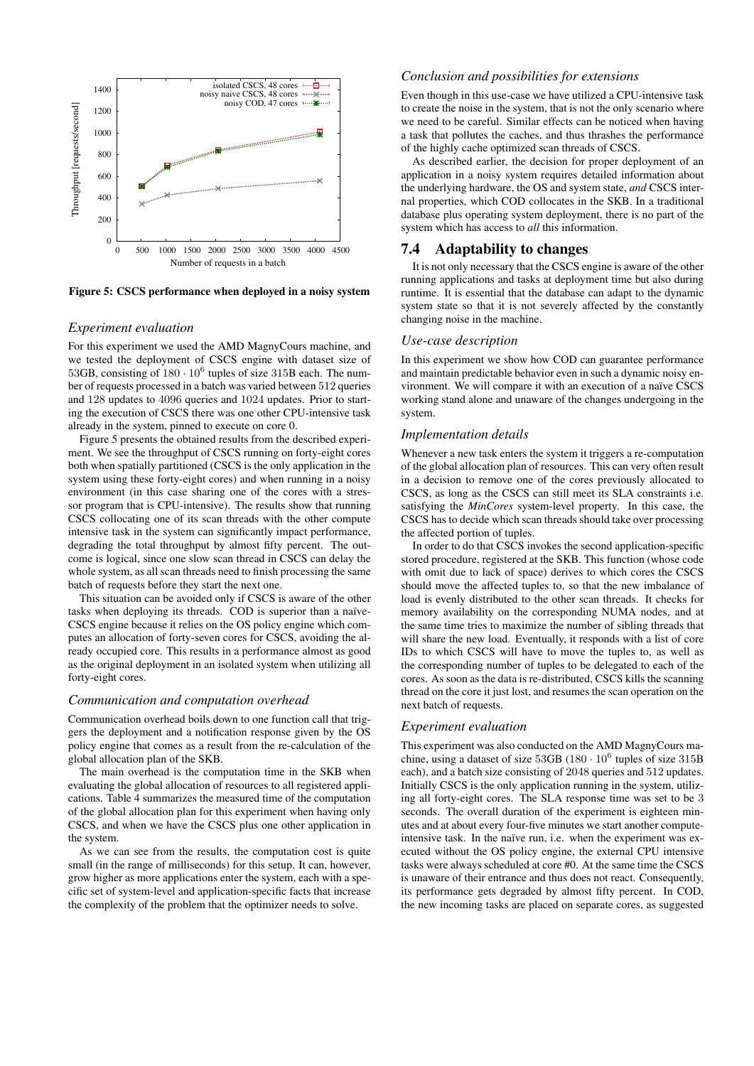1400
1200
1000
800
600
400
200
0

0 500 1000 1500 2000 2500 3000 3500 4000 4500

Throughput [requests/second]

Number of requests in a batch

isolated CSCS, 48 cores
noisy naive CSCS, 48 cores
noisy COD, 47 cores

**Figure 5: CSCS performance when deployed in a noisy system**

### *Experiment evaluation*

For this experiment we used the AMD MagnyCours machine, and we tested the deployment of CSCS engine with dataset size of 53GB, consisting of $180 \cdot 10^6$ tuples of size 315B each. The number of requests processed in a batch was varied between 512 queries and 128 updates to 4096 queries and 1024 updates. Prior to starting the execution of CSCS there was one other CPU-intensive task already in the system, pinned to execute on core 0.

Figure 5 presents the obtained results from the described experiment. We see the throughput of CSCS running on forty-eight cores both when spatially partitioned (CSCS is the only application in the system using these forty-eight cores) and when running in a noisy environment (in this case sharing one of the cores with a stressor program that is CPU-intensive). The results show that running CSCS collocating one of its scan threads with the other compute intensive task in the system can significantly impact performance, degrading the total throughput by almost fifty percent. The outcome is logical, since one slow scan thread in CSCS can delay the whole system, as all scan threads need to finish processing the same batch of requests before they start the next one.

This situation can be avoided only if CSCS is aware of the other tasks when deploying its threads. COD is superior than a naïve-CSCS engine because it relies on the OS policy engine which computes an allocation of forty-seven cores for CSCS, avoiding the already occupied core. This results in a performance almost as good as the original deployment in an isolated system when utilizing all forty-eight cores.

### *Communication and computation overhead*

Communication overhead boils down to one function call that triggers the deployment and a notification response given by the OS policy engine that comes as a result from the re-calculation of the global allocation plan of the SKB.

The main overhead is the computation time in the SKB when evaluating the global allocation of resources to all registered applications. Table 4 summarizes the measured time of the computation of the global allocation plan for this experiment when having only CSCS, and when we have the CSCS plus one other application in the system.

As we can see from the results, the computation cost is quite small (in the range of milliseconds) for this setup. It can, however, grow higher as more applications enter the system, each with a specific set of system-level and application-specific facts that increase the complexity of the problem that the optimizer needs to solve.

### *Conclusion and possibilities for extensions*

Even though in this use-case we have utilized a CPU-intensive task to create the noise in the system, that is not the only scenario where we need to be careful. Similar effects can be noticed when having a task that pollutes the caches, and thus thrashes the performance of the highly cache optimized scan threads of CSCS.

As described earlier, the decision for proper deployment of an application in a noisy system requires detailed information about the underlying hardware, the OS and system state, *and* CSCS internal properties, which COD collocates in the SKB. In a traditional database plus operating system deployment, there is no part of the system which has access to *all* this information.

## 7.4 Adaptability to changes

It is not only necessary that the CSCS engine is aware of the other running applications and tasks at deployment time but also during runtime. It is essential that the database can adapt to the dynamic system state so that it is not severely affected by the constantly changing noise in the machine.

### *Use-case description*

In this experiment we show how COD can guarantee performance and maintain predictable behavior even in such a dynamic noisy environment. We will compare it with an execution of a naïve CSCS working stand alone and unaware of the changes undergoing in the system.

### *Implementation details*

Whenever a new task enters the system it triggers a re-computation of the global allocation plan of resources. This can very often result in a decision to remove one of the cores previously allocated to CSCS, as long as the CSCS can still meet its SLA constraints i.e. satisfying the *MinCores* system-level property. In this case, the CSCS has to decide which scan threads should take over processing the affected portion of tuples.

In order to do that CSCS invokes the second application-specific stored procedure, registered at the SKB. This function (whose code with omit due to lack of space) derives to which cores the CSCS should move the affected tuples to, so that the new imbalance of load is evenly distributed to the other scan threads. It checks for memory availability on the corresponding NUMA nodes, and at the same time tries to maximize the number of sibling threads that will share the new load. Eventually, it responds with a list of core IDs to which CSCS will have to move the tuples to, as well as the corresponding number of tuples to be delegated to each of the cores. As soon as the data is re-distributed, CSCS kills the scanning thread on the core it just lost, and resumes the scan operation on the next batch of requests.

### *Experiment evaluation*

This experiment was also conducted on the AMD MagnyCours machine, using a dataset of size 53GB ($180 \cdot 10^6$ tuples of size 315B each), and a batch size consisting of 2048 queries and 512 updates. Initially CSCS is the only application running in the system, utilizing all forty-eight cores. The SLA response time was set to be 3 seconds. The overall duration of the experiment is eighteen minutes and at about every four-five minutes we start another compute-intensive task. In the naïve run, i.e. when the experiment was executed without the OS policy engine, the external CPU intensive tasks were always scheduled at core #0. At the same time the CSCS is unaware of their entrance and thus does not react. Consequently, its performance gets degraded by almost fifty percent. In COD, the new incoming tasks are placed on separate cores, as suggested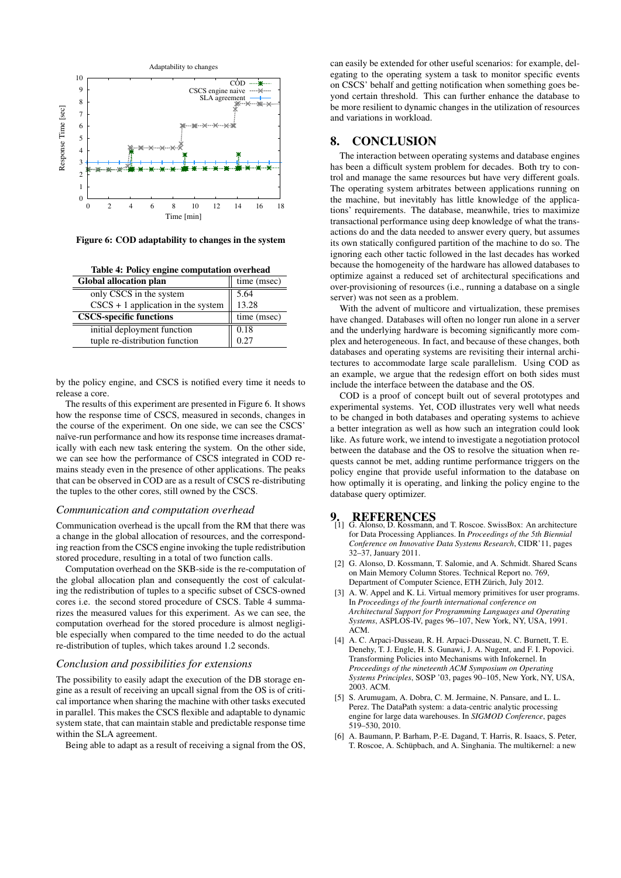Figure 6: COD adaptability to changes in the system

Table 4: Policy engine computation overhead

| Global allocation plan | time (msec) |
|---|---|
| only CSCS in the system | 5.64 |
| CSCS + 1 application in the system | 13.28 |
| **CSCS-specific functions** | **time (msec)** |
| initial deployment function | 0.18 |
| tuple re-distribution function | 0.27 |

by the policy engine, and CSCS is notified every time it needs to release a core.

The results of this experiment are presented in Figure 6. It shows how the response time of CSCS, measured in seconds, changes in the course of the experiment. On one side, we can see the CSCS' naïve-run performance and how its response time increases dramatically with each new task entering the system. On the other side, we can see how the performance of CSCS integrated in COD remains steady even in the presence of other applications. The peaks that can be observed in COD are as a result of CSCS re-distributing the tuples to the other cores, still owned by the CSCS.

### *Communication and computation overhead*

Communication overhead is the upcall from the RM that there was a change in the global allocation of resources, and the corresponding reaction from the CSCS engine invoking the tuple redistribution stored procedure, resulting in a total of two function calls.

Computation overhead on the SKB-side is the re-computation of the global allocation plan and consequently the cost of calculating the redistribution of tuples to a specific subset of CSCS-owned cores i.e. the second stored procedure of CSCS. Table 4 summarizes the measured values for this experiment. As we can see, the computation overhead for the stored procedure is almost negligible especially when compared to the time needed to do the actual re-distribution of tuples, which takes around 1.2 seconds.

### *Conclusion and possibilities for extensions*

The possibility to easily adapt the execution of the DB storage engine as a result of receiving an upcall signal from the OS is of critical importance when sharing the machine with other tasks executed in parallel. This makes the CSCS flexible and adaptable to dynamic system state, that can maintain stable and predictable response time within the SLA agreement.

Being able to adapt as a result of receiving a signal from the OS, can easily be extended for other useful scenarios: for example, delegating to the operating system a task to monitor specific events on CSCS' behalf and getting notification when something goes beyond certain threshold. This can further enhance the database to be more resilient to dynamic changes in the utilization of resources and variations in workload.

## 8. CONCLUSION

The interaction between operating systems and database engines has been a difficult system problem for decades. Both try to control and manage the same resources but have very different goals. The operating system arbitrates between applications running on the machine, but inevitably has little knowledge of the applications' requirements. The database, meanwhile, tries to maximize transactional performance using deep knowledge of what the transactions do and the data needed to answer every query, but assumes its own statically configured partition of the machine to do so. The ignoring each other tactic followed in the last decades has worked because the homogeneity of the hardware has allowed databases to optimize against a reduced set of architectural specifications and over-provisioning of resources (i.e., running a database on a single server) was not seen as a problem.

With the advent of multicore and virtualization, these premises have changed. Databases will often no longer run alone in a server and the underlying hardware is becoming significantly more complex and heterogeneous. In fact, and because of these changes, both databases and operating systems are revisiting their internal architectures to accommodate large scale parallelism. Using COD as an example, we argue that the redesign effort on both sides must include the interface between the database and the OS.

COD is a proof of concept built out of several prototypes and experimental systems. Yet, COD illustrates very well what needs to be changed in both databases and operating systems to achieve a better integration as well as how such an integration could look like. As future work, we intend to investigate a negotiation protocol between the database and the OS to resolve the situation when requests cannot be met, adding runtime performance triggers on the policy engine that provide useful information to the database on how optimally it is operating, and linking the policy engine to the database query optimizer.

## 9. REFERENCES

[1] G. Alonso, D. Kossmann, and T. Roscoe. SwissBox: An architecture for Data Processing Appliances. In *Proceedings of the 5th Biennial Conference on Innovative Data Systems Research*, CIDR'11, pages 32–37, January 2011.

[2] G. Alonso, D. Kossmann, T. Salomie, and A. Schmidt. Shared Scans on Main Memory Column Stores. Technical Report no. 769, Department of Computer Science, ETH Zürich, July 2012.

[3] A. W. Appel and K. Li. Virtual memory primitives for user programs. In *Proceedings of the fourth international conference on Architectural Support for Programming Languages and Operating Systems*, ASPLOS-IV, pages 96–107, New York, NY, USA, 1991. ACM.

[4] A. C. Arpaci-Dusseau, R. H. Arpaci-Dusseau, N. C. Burnett, T. E. Denehy, T. J. Engle, H. S. Gunawi, J. A. Nugent, and F. I. Popovici. Transforming Policies into Mechanisms with Infokernel. In *Proceedings of the nineteenth ACM Symposium on Operating Systems Principles*, SOSP '03, pages 90–105, New York, NY, USA, 2003. ACM.

[5] S. Arumugam, A. Dobra, C. M. Jermaine, N. Pansare, and L. L. Perez. The DataPath system: a data-centric analytic processing engine for large data warehouses. In *SIGMOD Conference*, pages 519–530, 2010.

[6] A. Baumann, P. Barham, P.-E. Dagand, T. Harris, R. Isaacs, S. Peter, T. Roscoe, A. Schüpbach, and A. Singhania. The multikernel: a new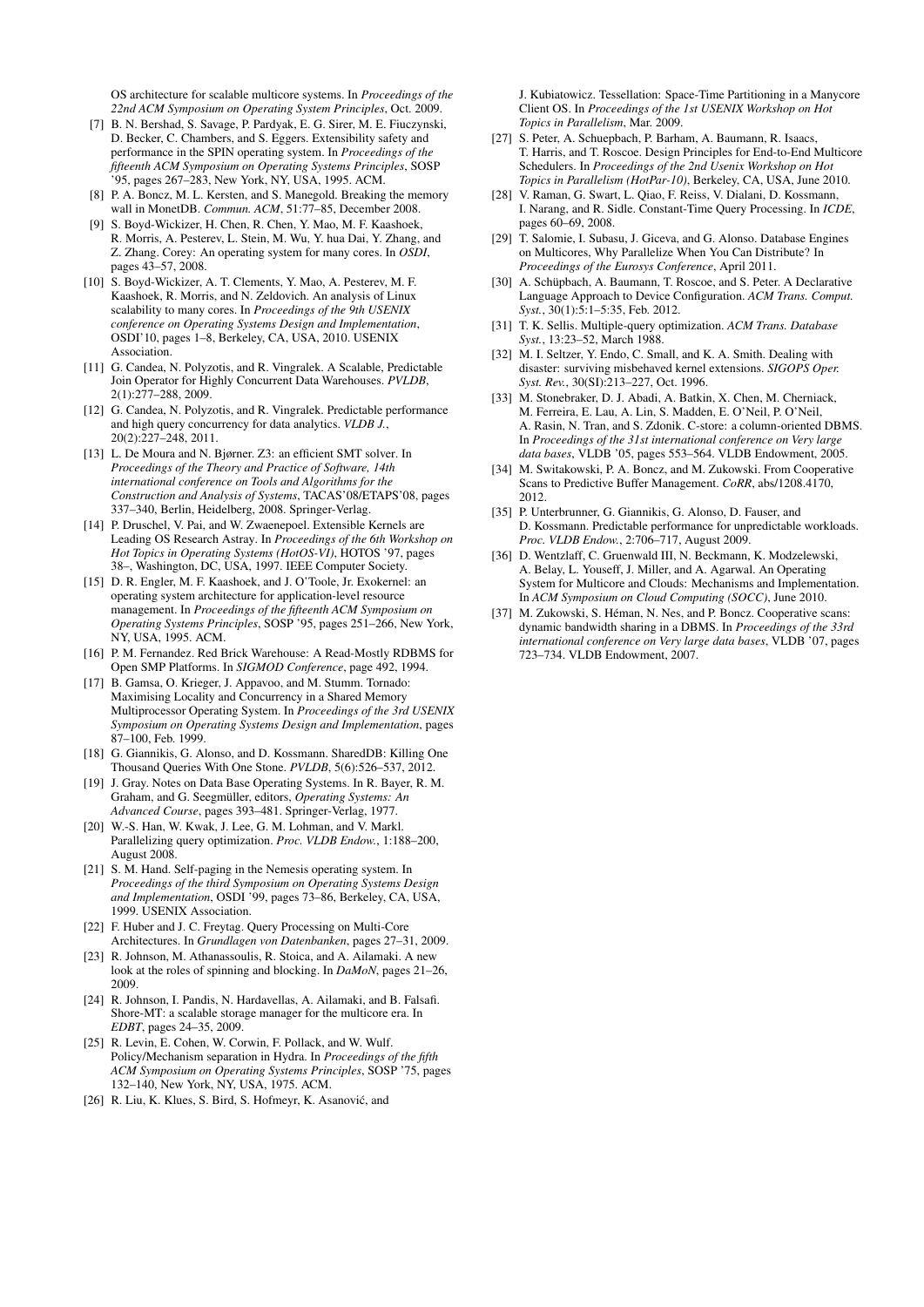OS architecture for scalable multicore systems. In *Proceedings of the 22nd ACM Symposium on Operating System Principles*, Oct. 2009.

[7] B. N. Bershad, S. Savage, P. Pardyak, E. G. Sirer, M. E. Fiuczynski, D. Becker, C. Chambers, and S. Eggers. Extensibility safety and performance in the SPIN operating system. In *Proceedings of the fifteenth ACM Symposium on Operating Systems Principles*, SOSP '95, pages 267–283, New York, NY, USA, 1995. ACM.

[8] P. A. Boncz, M. L. Kersten, and S. Manegold. Breaking the memory wall in MonetDB. *Commun. ACM*, 51:77–85, December 2008.

[9] S. Boyd-Wickizer, H. Chen, R. Chen, Y. Mao, M. F. Kaashoek, R. Morris, A. Pesterev, L. Stein, M. Wu, Y. hua Dai, Y. Zhang, and Z. Zhang. Corey: An operating system for many cores. In *OSDI*, pages 43–57, 2008.

[10] S. Boyd-Wickizer, A. T. Clements, Y. Mao, A. Pesterev, M. F. Kaashoek, R. Morris, and N. Zeldovich. An analysis of Linux scalability to many cores. In *Proceedings of the 9th USENIX conference on Operating Systems Design and Implementation*, OSDI'10, pages 1–8, Berkeley, CA, USA, 2010. USENIX Association.

[11] G. Candea, N. Polyzotis, and R. Vingralek. A Scalable, Predictable Join Operator for Highly Concurrent Data Warehouses. *PVLDB*, 2(1):277–288, 2009.

[12] G. Candea, N. Polyzotis, and R. Vingralek. Predictable performance and high query concurrency for data analytics. *VLDB J.*, 20(2):227–248, 2011.

[13] L. De Moura and N. Bjørner. Z3: an efficient SMT solver. In *Proceedings of the Theory and Practice of Software, 14th international conference on Tools and Algorithms for the Construction and Analysis of Systems*, TACAS'08/ETAPS'08, pages 337–340, Berlin, Heidelberg, 2008. Springer-Verlag.

[14] P. Druschel, V. Pai, and W. Zwaenepoel. Extensible Kernels are Leading OS Research Astray. In *Proceedings of the 6th Workshop on Hot Topics in Operating Systems (HotOS-VI)*, HOTOS '97, pages 38–, Washington, DC, USA, 1997. IEEE Computer Society.

[15] D. R. Engler, M. F. Kaashoek, and J. O'Toole, Jr. Exokernel: an operating system architecture for application-level resource management. In *Proceedings of the fifteenth ACM Symposium on Operating Systems Principles*, SOSP '95, pages 251–266, New York, NY, USA, 1995. ACM.

[16] P. M. Fernandez. Red Brick Warehouse: A Read-Mostly RDBMS for Open SMP Platforms. In *SIGMOD Conference*, page 492, 1994.

[17] B. Gamsa, O. Krieger, J. Appavoo, and M. Stumm. Tornado: Maximising Locality and Concurrency in a Shared Memory Multiprocessor Operating System. In *Proceedings of the 3rd USENIX Symposium on Operating Systems Design and Implementation*, pages 87–100, Feb. 1999.

[18] G. Giannikis, G. Alonso, and D. Kossmann. SharedDB: Killing One Thousand Queries With One Stone. *PVLDB*, 5(6):526–537, 2012.

[19] J. Gray. Notes on Data Base Operating Systems. In R. Bayer, R. M. Graham, and G. Seegmüller, editors, *Operating Systems: An Advanced Course*, pages 393–481. Springer-Verlag, 1977.

[20] W.-S. Han, W. Kwak, J. Lee, G. M. Lohman, and V. Markl. Parallelizing query optimization. *Proc. VLDB Endow.*, 1:188–200, August 2008.

[21] S. M. Hand. Self-paging in the Nemesis operating system. In *Proceedings of the third Symposium on Operating Systems Design and Implementation*, OSDI '99, pages 73–86, Berkeley, CA, USA, 1999. USENIX Association.

[22] F. Huber and J. C. Freytag. Query Processing on Multi-Core Architectures. In *Grundlagen von Datenbanken*, pages 27–31, 2009.

[23] R. Johnson, M. Athanassoulis, R. Stoica, and A. Ailamaki. A new look at the roles of spinning and blocking. In *DaMoN*, pages 21–26, 2009.

[24] R. Johnson, I. Pandis, N. Hardavellas, A. Ailamaki, and B. Falsafi. Shore-MT: a scalable storage manager for the multicore era. In *EDBT*, pages 24–35, 2009.

[25] R. Levin, E. Cohen, W. Corwin, F. Pollack, and W. Wulf. Policy/Mechanism separation in Hydra. In *Proceedings of the fifth ACM Symposium on Operating Systems Principles*, SOSP '75, pages 132–140, New York, NY, USA, 1975. ACM.

[26] R. Liu, K. Klues, S. Bird, S. Hofmeyr, K. Asanović, and J. Kubiatowicz. Tessellation: Space-Time Partitioning in a Manycore Client OS. In *Proceedings of the 1st USENIX Workshop on Hot Topics in Parallelism*, Mar. 2009.

[27] S. Peter, A. Schuepbach, P. Barham, A. Baumann, R. Isaacs, T. Harris, and T. Roscoe. Design Principles for End-to-End Multicore Schedulers. In *Proceedings of the 2nd Usenix Workshop on Hot Topics in Parallelism (HotPar-10)*, Berkeley, CA, USA, June 2010.

[28] V. Raman, G. Swart, L. Qiao, F. Reiss, V. Dialani, D. Kossmann, I. Narang, and R. Sidle. Constant-Time Query Processing. In *ICDE*, pages 60–69, 2008.

[29] T. Salomie, I. Subasu, J. Giceva, and G. Alonso. Database Engines on Multicores, Why Parallelize When You Can Distribute? In *Proceedings of the Eurosys Conference*, April 2011.

[30] A. Schüpbach, A. Baumann, T. Roscoe, and S. Peter. A Declarative Language Approach to Device Configuration. *ACM Trans. Comput. Syst.*, 30(1):5:1–5:35, Feb. 2012.

[31] T. K. Sellis. Multiple-query optimization. *ACM Trans. Database Syst.*, 13:23–52, March 1988.

[32] M. I. Seltzer, Y. Endo, C. Small, and K. A. Smith. Dealing with disaster: surviving misbehaved kernel extensions. *SIGOPS Oper. Syst. Rev.*, 30(SI):213–227, Oct. 1996.

[33] M. Stonebraker, D. J. Abadi, A. Batkin, X. Chen, M. Cherniack, M. Ferreira, E. Lau, A. Lin, S. Madden, E. O'Neil, P. O'Neil, A. Rasin, N. Tran, and S. Zdonik. C-store: a column-oriented DBMS. In *Proceedings of the 31st international conference on Very large data bases*, VLDB '05, pages 553–564. VLDB Endowment, 2005.

[34] M. Switakowski, P. A. Boncz, and M. Zukowski. From Cooperative Scans to Predictive Buffer Management. *CoRR*, abs/1208.4170, 2012.

[35] P. Unterbrunner, G. Giannikis, G. Alonso, D. Fauser, and D. Kossmann. Predictable performance for unpredictable workloads. *Proc. VLDB Endow.*, 2:706–717, August 2009.

[36] D. Wentzlaff, C. Gruenwald III, N. Beckmann, K. Modzelewski, A. Belay, L. Youseff, J. Miller, and A. Agarwal. An Operating System for Multicore and Clouds: Mechanisms and Implementation. In *ACM Symposium on Cloud Computing (SOCC)*, June 2010.

[37] M. Zukowski, S. Héman, N. Nes, and P. Boncz. Cooperative scans: dynamic bandwidth sharing in a DBMS. In *Proceedings of the 33rd international conference on Very large data bases*, VLDB '07, pages 723–734. VLDB Endowment, 2007.